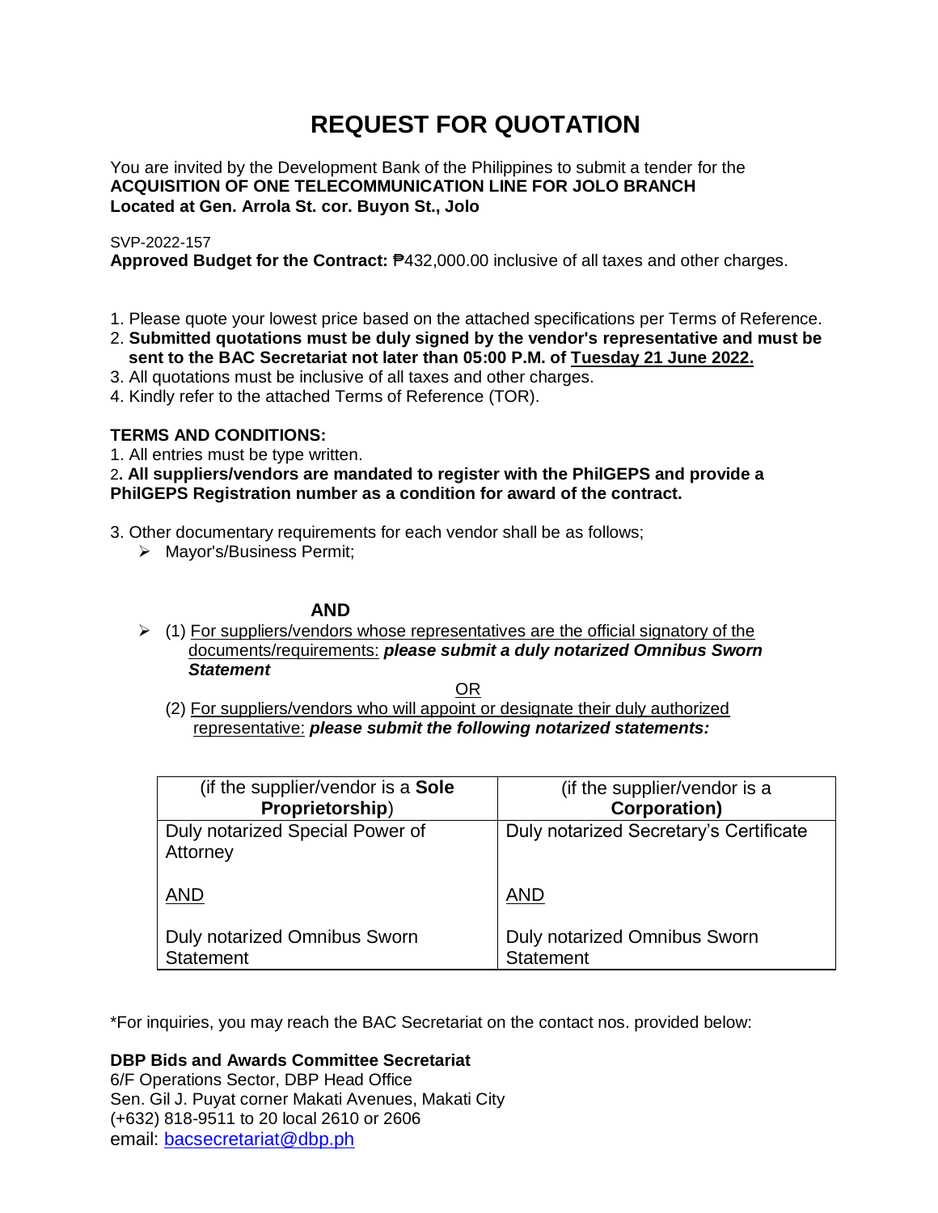# REQUEST FOR QUOTATION

You are invited by the Development Bank of the Philippines to submit a tender for the
**ACQUISITION OF ONE TELECOMMUNICATION LINE FOR JOLO BRANCH**
**Located at Gen. Arrola St. cor. Buyon St., Jolo**

SVP-2022-157
**Approved Budget for the Contract:** ₱432,000.00 inclusive of all taxes and other charges.

1. Please quote your lowest price based on the attached specifications per Terms of Reference.
2. **Submitted quotations must be duly signed by the vendor's representative and must be sent to the BAC Secretariat not later than 05:00 P.M. of Tuesday 21 June 2022.**
3. All quotations must be inclusive of all taxes and other charges.
4. Kindly refer to the attached Terms of Reference (TOR).

**TERMS AND CONDITIONS:**

1. All entries must be type written.
2. **All suppliers/vendors are mandated to register with the PhilGEPS and provide a PhilGEPS Registration number as a condition for award of the contract.**
3. Other documentary requirements for each vendor shall be as follows;
   - Mayor's/Business Permit;

**AND**

- (1) For suppliers/vendors whose representatives are the official signatory of the documents/requirements: ***please submit a duly notarized Omnibus Sworn Statement***

OR

(2) For suppliers/vendors who will appoint or designate their duly authorized representative: ***please submit the following notarized statements:***

| (if the supplier/vendor is a **Sole Proprietorship**) | (if the supplier/vendor is a **Corporation)** |
|---|---|
| Duly notarized Special Power of Attorney<br><br>AND<br><br>Duly notarized Omnibus Sworn Statement | Duly notarized Secretary's Certificate<br><br>AND<br><br>Duly notarized Omnibus Sworn Statement |

*For inquiries, you may reach the BAC Secretariat on the contact nos. provided below:

**DBP Bids and Awards Committee Secretariat**
6/F Operations Sector, DBP Head Office
Sen. Gil J. Puyat corner Makati Avenues, Makati City
(+632) 818-9511 to 20 local 2610 or 2606
email: bacsecretariat@dbp.ph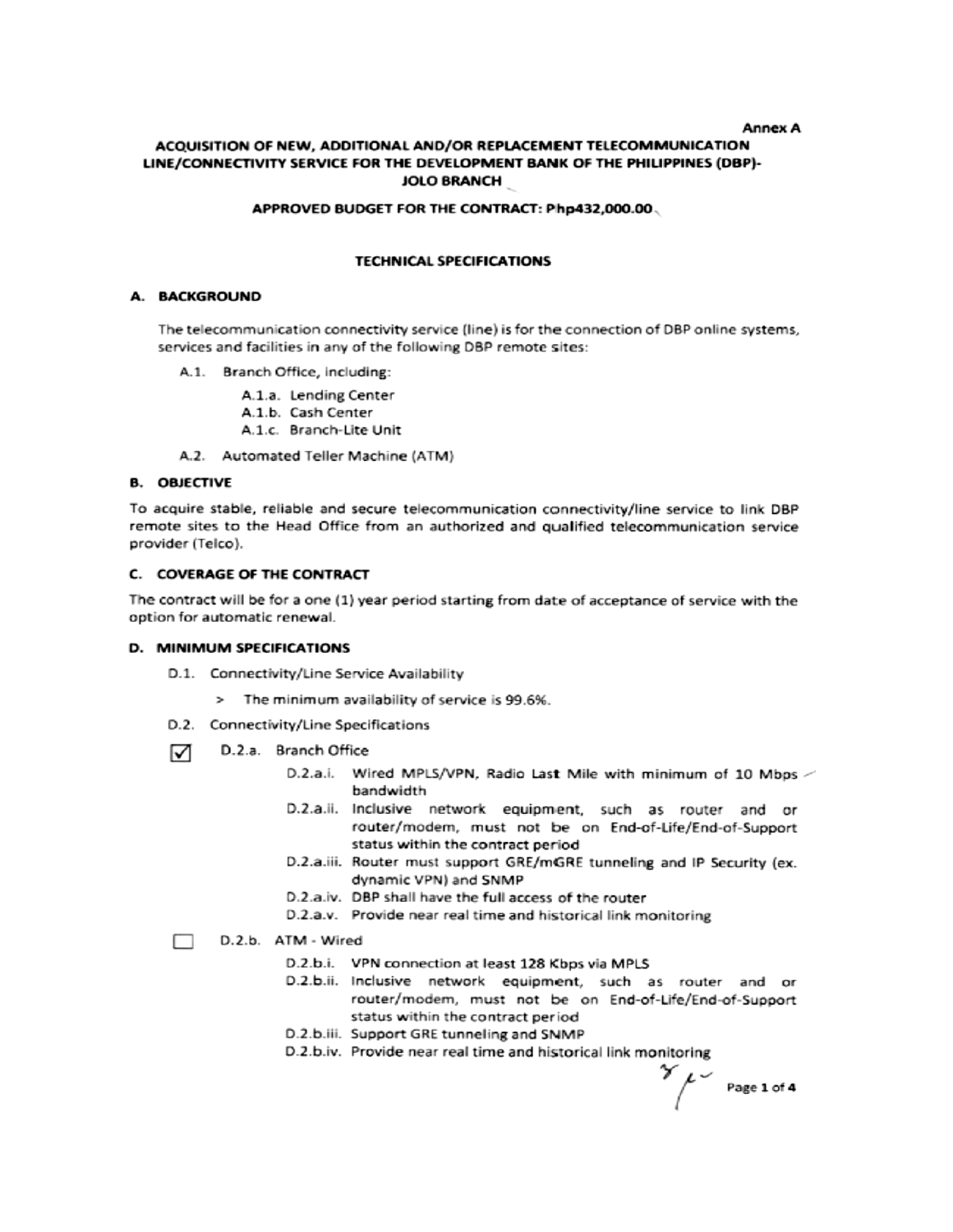Annex A

# ACQUISITION OF NEW, ADDITIONAL AND/OR REPLACEMENT TELECOMMUNICATION LINE/CONNECTIVITY SERVICE FOR THE DEVELOPMENT BANK OF THE PHILIPPINES (DBP)-JOLO BRANCH

## APPROVED BUDGET FOR THE CONTRACT: Php432,000.00

## TECHNICAL SPECIFICATIONS

### A. BACKGROUND

The telecommunication connectivity service (line) is for the connection of DBP online systems, services and facilities in any of the following DBP remote sites:

- A.1. Branch Office, including:
  - A.1.a. Lending Center
  - A.1.b. Cash Center
  - A.1.c. Branch-Lite Unit
- A.2. Automated Teller Machine (ATM)

### B. OBJECTIVE

To acquire stable, reliable and secure telecommunication connectivity/line service to link DBP remote sites to the Head Office from an authorized and qualified telecommunication service provider (Telco).

### C. COVERAGE OF THE CONTRACT

The contract will be for a one (1) year period starting from date of acceptance of service with the option for automatic renewal.

### D. MINIMUM SPECIFICATIONS

- D.1. Connectivity/Line Service Availability
  - > The minimum availability of service is 99.6%.
- D.2. Connectivity/Line Specifications

☑ D.2.a. Branch Office

- D.2.a.i. Wired MPLS/VPN, Radio Last Mile with minimum of 10 Mbps bandwidth
- D.2.a.ii. Inclusive network equipment, such as router and or router/modem, must not be on End-of-Life/End-of-Support status within the contract period
- D.2.a.iii. Router must support GRE/mGRE tunneling and IP Security (ex. dynamic VPN) and SNMP
- D.2.a.iv. DBP shall have the full access of the router
- D.2.a.v. Provide near real time and historical link monitoring

☐ D.2.b. ATM - Wired

- D.2.b.i. VPN connection at least 128 Kbps via MPLS
- D.2.b.ii. Inclusive network equipment, such as router and or router/modem, must not be on End-of-Life/End-of-Support status within the contract period
- D.2.b.iii. Support GRE tunneling and SNMP
- D.2.b.iv. Provide near real time and historical link monitoring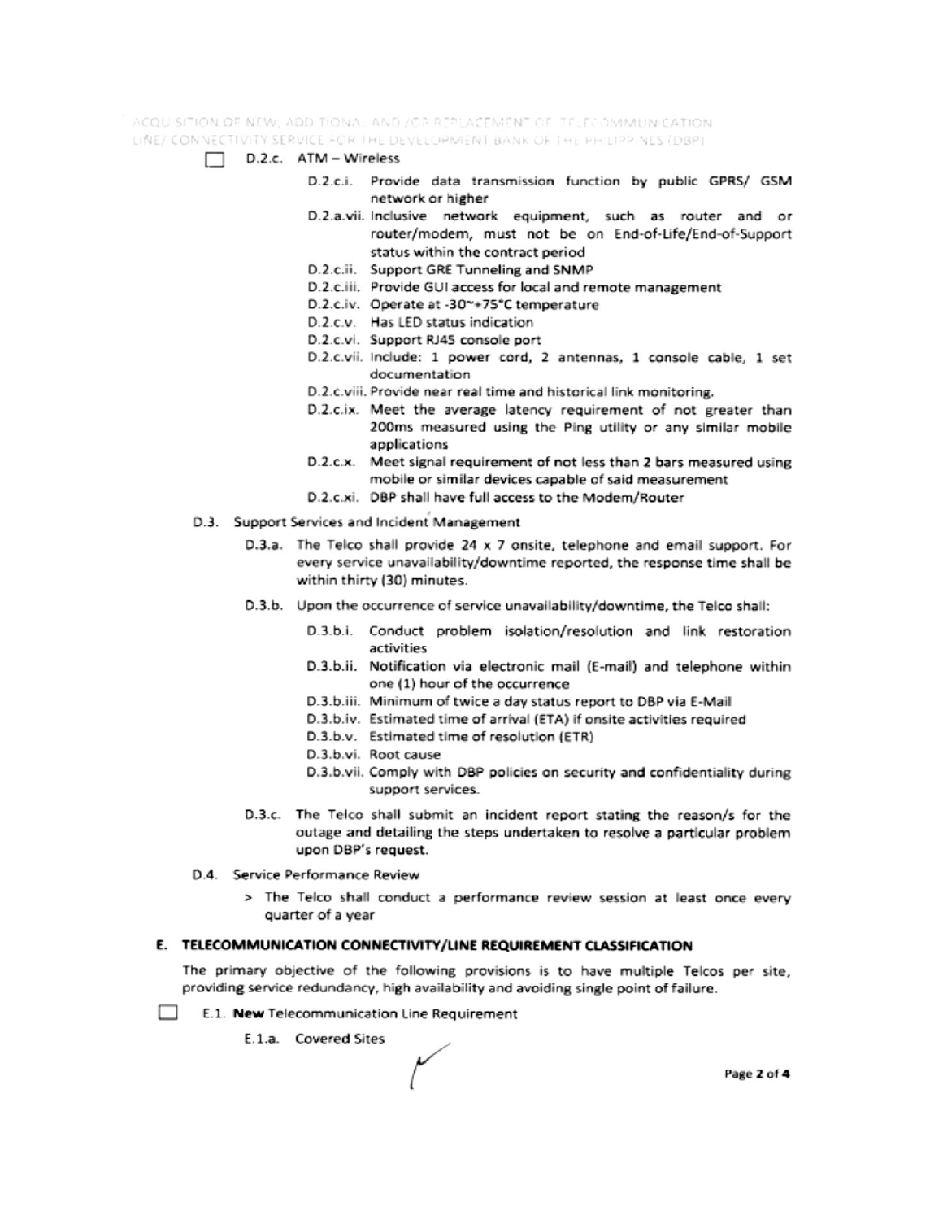☐ D.2.c. ATM – Wireless

- D.2.c.i. Provide data transmission function by public GPRS/ GSM network or higher
- D.2.a.vii. Inclusive network equipment, such as router and or router/modem, must not be on End-of-Life/End-of-Support status within the contract period
- D.2.c.ii. Support GRE Tunneling and SNMP
- D.2.c.iii. Provide GUI access for local and remote management
- D.2.c.iv. Operate at -30~+75°C temperature
- D.2.c.v. Has LED status indication
- D.2.c.vi. Support RJ45 console port
- D.2.c.vii. Include: 1 power cord, 2 antennas, 1 console cable, 1 set documentation
- D.2.c.viii. Provide near real time and historical link monitoring.
- D.2.c.ix. Meet the average latency requirement of not greater than 200ms measured using the Ping utility or any similar mobile applications
- D.2.c.x. Meet signal requirement of not less than 2 bars measured using mobile or similar devices capable of said measurement
- D.2.c.xi. DBP shall have full access to the Modem/Router

D.3. Support Services and Incident Management

D.3.a. The Telco shall provide 24 x 7 onsite, telephone and email support. For every service unavailability/downtime reported, the response time shall be within thirty (30) minutes.

D.3.b. Upon the occurrence of service unavailability/downtime, the Telco shall:

- D.3.b.i. Conduct problem isolation/resolution and link restoration activities
- D.3.b.ii. Notification via electronic mail (E-mail) and telephone within one (1) hour of the occurrence
- D.3.b.iii. Minimum of twice a day status report to DBP via E-Mail
- D.3.b.iv. Estimated time of arrival (ETA) if onsite activities required
- D.3.b.v. Estimated time of resolution (ETR)
- D.3.b.vi. Root cause
- D.3.b.vii. Comply with DBP policies on security and confidentiality during support services.

D.3.c. The Telco shall submit an incident report stating the reason/s for the outage and detailing the steps undertaken to resolve a particular problem upon DBP's request.

D.4. Service Performance Review

> The Telco shall conduct a performance review session at least once every quarter of a year

## E. TELECOMMUNICATION CONNECTIVITY/LINE REQUIREMENT CLASSIFICATION

The primary objective of the following provisions is to have multiple Telcos per site, providing service redundancy, high availability and avoiding single point of failure.

☐ E.1. **New** Telecommunication Line Requirement

E.1.a. Covered Sites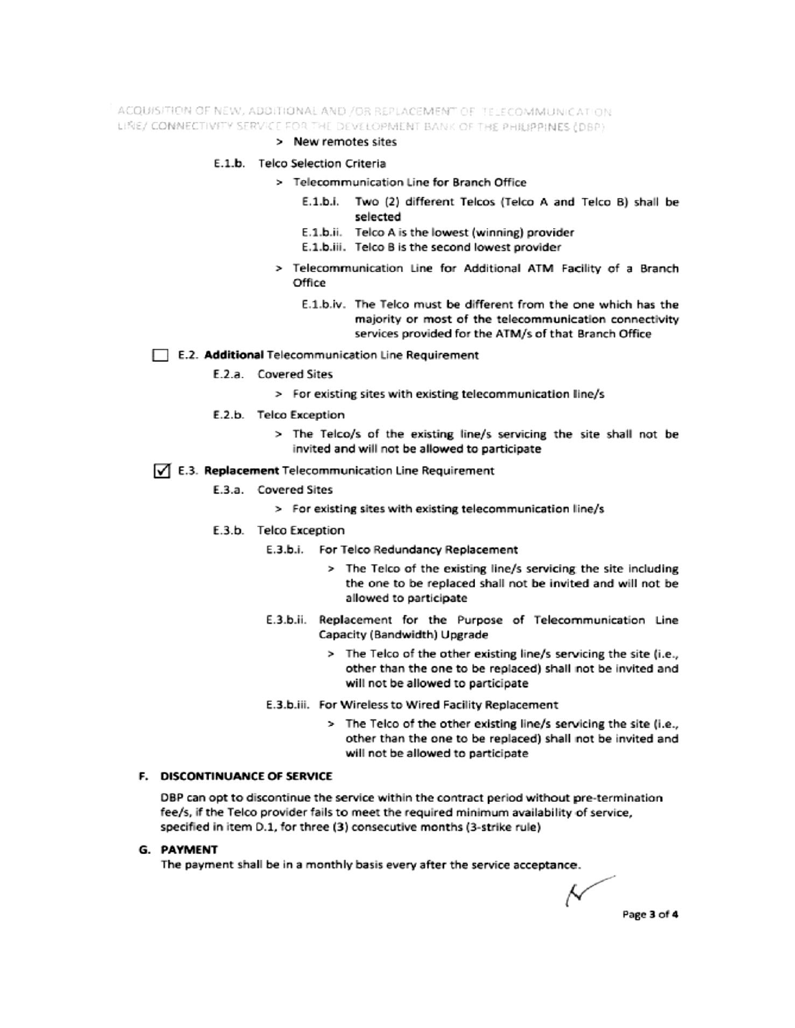> New remotes sites

E.1.b. Telco Selection Criteria

> Telecommunication Line for Branch Office

E.1.b.i. Two (2) different Telcos (Telco A and Telco B) shall be selected

E.1.b.ii. Telco A is the lowest (winning) provider

E.1.b.iii. Telco B is the second lowest provider

> Telecommunication Line for Additional ATM Facility of a Branch Office

E.1.b.iv. The Telco must be different from the one which has the majority or most of the telecommunication connectivity services provided for the ATM/s of that Branch Office

☐ E.2. **Additional** Telecommunication Line Requirement

E.2.a. Covered Sites

> For existing sites with existing telecommunication line/s

E.2.b. Telco Exception

> The Telco/s of the existing line/s servicing the site shall not be invited and will not be allowed to participate

☑ E.3. **Replacement** Telecommunication Line Requirement

E.3.a. Covered Sites

> For existing sites with existing telecommunication line/s

E.3.b. Telco Exception

E.3.b.i. For Telco Redundancy Replacement

> The Telco of the existing line/s servicing the site including the one to be replaced shall not be invited and will not be allowed to participate

E.3.b.ii. Replacement for the Purpose of Telecommunication Line Capacity (Bandwidth) Upgrade

> The Telco of the other existing line/s servicing the site (i.e., other than the one to be replaced) shall not be invited and will not be allowed to participate

E.3.b.iii. For Wireless to Wired Facility Replacement

> The Telco of the other existing line/s servicing the site (i.e., other than the one to be replaced) shall not be invited and will not be allowed to participate

## F. DISCONTINUANCE OF SERVICE

DBP can opt to discontinue the service within the contract period without pre-termination fee/s, if the Telco provider fails to meet the required minimum availability of service, specified in item D.1, for three (3) consecutive months (3-strike rule)

## G. PAYMENT

The payment shall be in a monthly basis every after the service acceptance.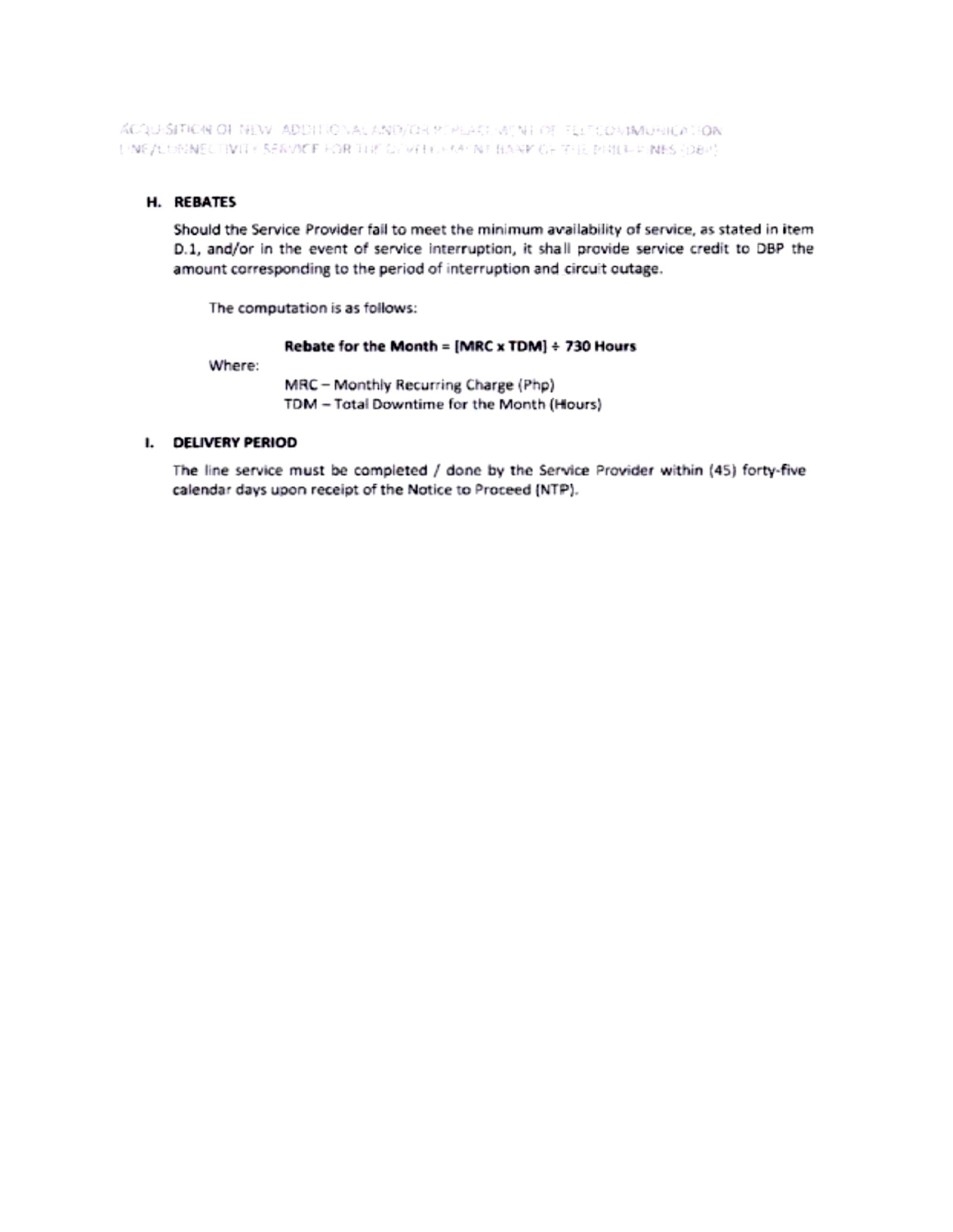## H. REBATES

Should the Service Provider fail to meet the minimum availability of service, as stated in item D.1, and/or in the event of service interruption, it shall provide service credit to DBP the amount corresponding to the period of interruption and circuit outage.

The computation is as follows:

**Rebate for the Month = [MRC x TDM] ÷ 730 Hours**

Where:

MRC – Monthly Recurring Charge (Php)
TDM – Total Downtime for the Month (Hours)

## I. DELIVERY PERIOD

The line service must be completed / done by the Service Provider within (45) forty-five calendar days upon receipt of the Notice to Proceed (NTP).